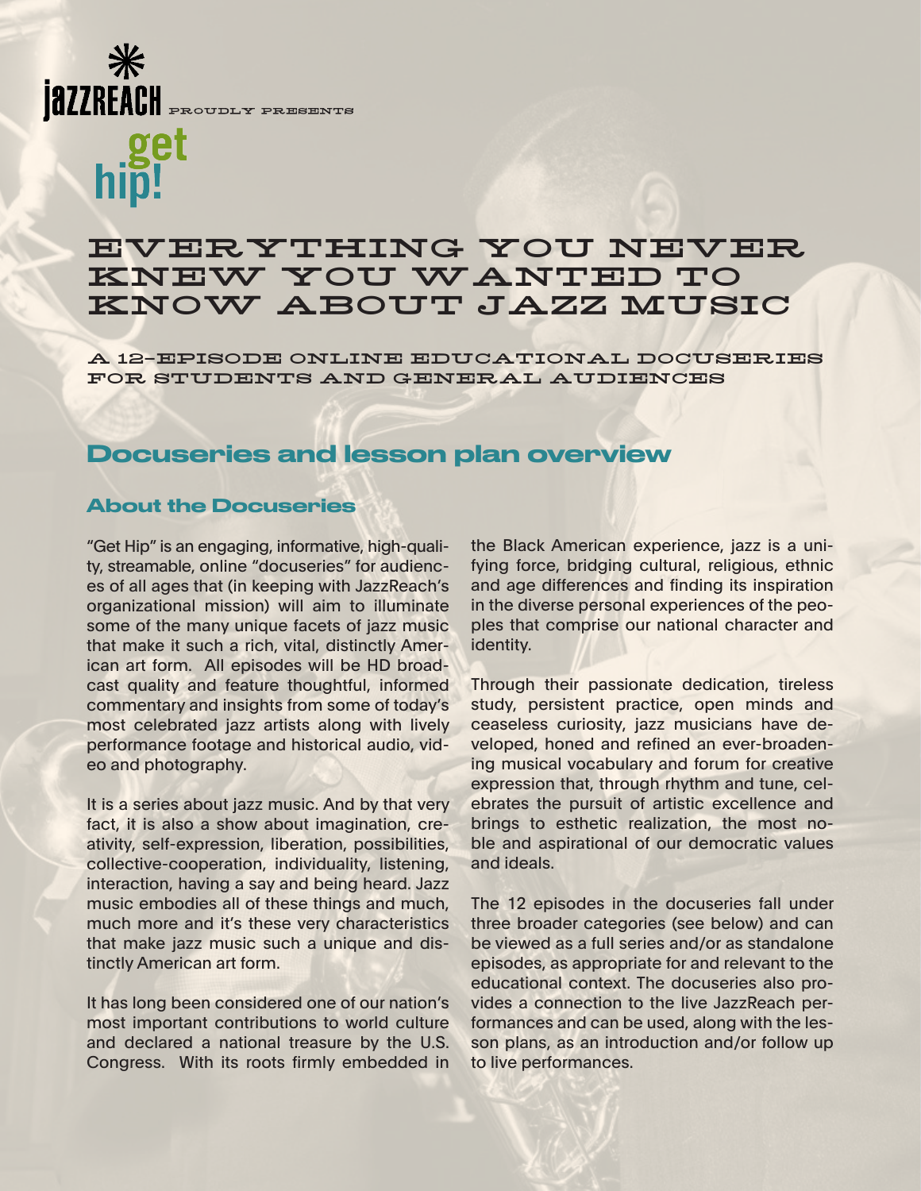jazzREACH PROUDLY PRESENTS

**get hip!**

# EVERYTHING YOU NEVER KNEW YOU WANTED TO KNOW ABOUT JAZZ MUSIC

A 12-EPISODE ONLINE EDUCATIONAL DOCUSERIES FOR STUDENTS AND GENERAL AUDIENCES

## Docuseries and lesson plan overview

### About the Docuseries

"Get Hip" is an engaging, informative, high-quality, streamable, online "docuseries" for audiences of all ages that (in keeping with JazzReach's organizational mission) will aim to illuminate some of the many unique facets of jazz music that make it such a rich, vital, distinctly American art form. All episodes will be HD broadcast quality and feature thoughtful, informed commentary and insights from some of today's most celebrated jazz artists along with lively performance footage and historical audio, video and photography.

It is a series about jazz music. And by that very fact, it is also a show about imagination, creativity, self-expression, liberation, possibilities, collective-cooperation, individuality, listening, interaction, having a say and being heard. Jazz music embodies all of these things and much, much more and it's these very characteristics that make jazz music such a unique and distinctly American art form.

It has long been considered one of our nation's most important contributions to world culture and declared a national treasure by the U.S. Congress. With its roots firmly embedded in the Black American experience, jazz is a unifying force, bridging cultural, religious, ethnic and age differences and finding its inspiration in the diverse personal experiences of the peoples that comprise our national character and identity.

Through their passionate dedication, tireless study, persistent practice, open minds and ceaseless curiosity, jazz musicians have developed, honed and refined an ever-broadening musical vocabulary and forum for creative expression that, through rhythm and tune, celebrates the pursuit of artistic excellence and brings to esthetic realization, the most noble and aspirational of our democratic values and ideals.

The 12 episodes in the docuseries fall under three broader categories (see below) and can be viewed as a full series and/or as standalone episodes, as appropriate for and relevant to the educational context. The docuseries also provides a connection to the live JazzReach performances and can be used, along with the lesson plans, as an introduction and/or follow up to live performances.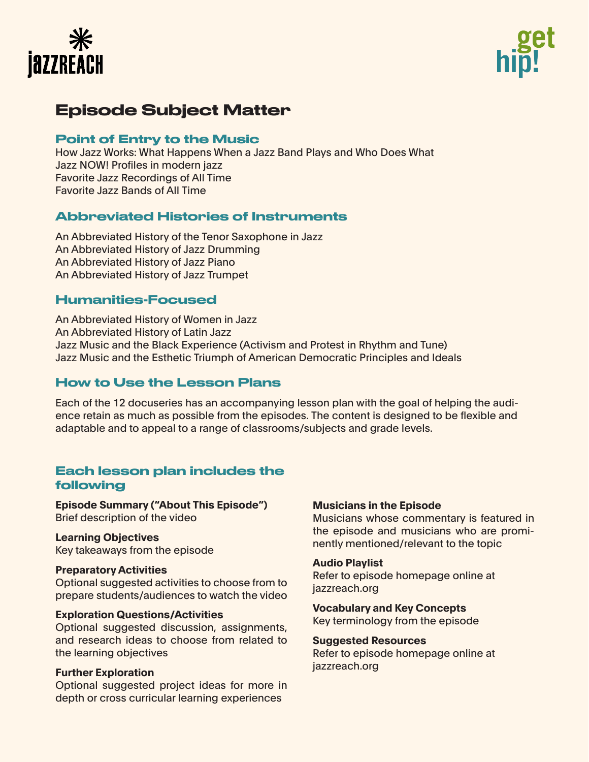jazzREACH

get hip!

## Episode Subject Matter

### Point of Entry to the Music

How Jazz Works: What Happens When a Jazz Band Plays and Who Does What
Jazz NOW! Profiles in modern jazz
Favorite Jazz Recordings of All Time
Favorite Jazz Bands of All Time

### Abbreviated Histories of Instruments

An Abbreviated History of the Tenor Saxophone in Jazz
An Abbreviated History of Jazz Drumming
An Abbreviated History of Jazz Piano
An Abbreviated History of Jazz Trumpet

### Humanities-Focused

An Abbreviated History of Women in Jazz
An Abbreviated History of Latin Jazz
Jazz Music and the Black Experience (Activism and Protest in Rhythm and Tune)
Jazz Music and the Esthetic Triumph of American Democratic Principles and Ideals

### How to Use the Lesson Plans

Each of the 12 docuseries has an accompanying lesson plan with the goal of helping the audience retain as much as possible from the episodes. The content is designed to be flexible and adaptable and to appeal to a range of classrooms/subjects and grade levels.

### Each lesson plan includes the following

**Episode Summary ("About This Episode")**
Brief description of the video

**Learning Objectives**
Key takeaways from the episode

**Preparatory Activities**
Optional suggested activities to choose from to prepare students/audiences to watch the video

**Exploration Questions/Activities**
Optional suggested discussion, assignments, and research ideas to choose from related to the learning objectives

**Further Exploration**
Optional suggested project ideas for more in depth or cross curricular learning experiences

**Musicians in the Episode**
Musicians whose commentary is featured in the episode and musicians who are prominently mentioned/relevant to the topic

**Audio Playlist**
Refer to episode homepage online at jazzreach.org

**Vocabulary and Key Concepts**
Key terminology from the episode

**Suggested Resources**
Refer to episode homepage online at jazzreach.org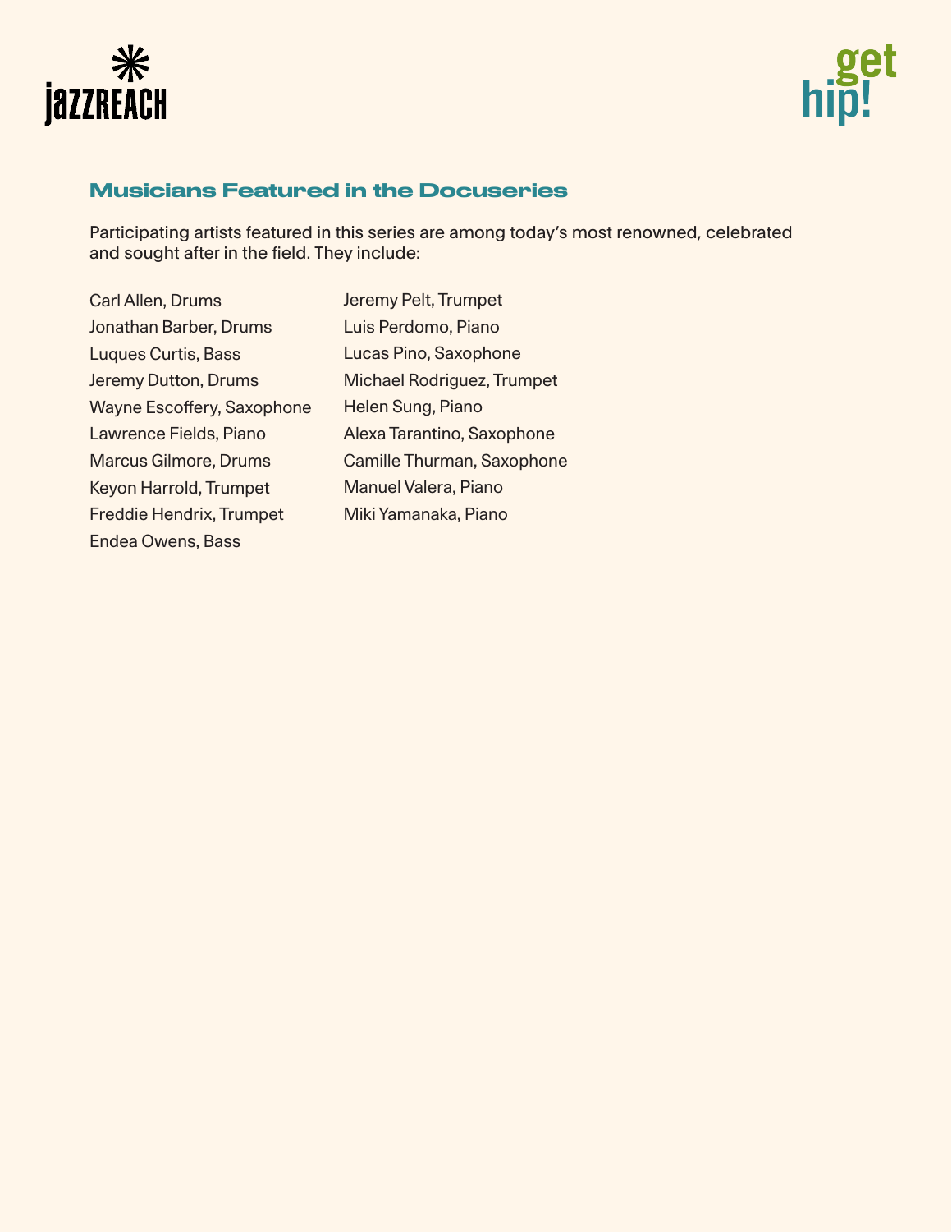## Musicians Featured in the Docuseries

Participating artists featured in this series are among today's most renowned, celebrated and sought after in the field. They include:

- Carl Allen, Drums
- Jonathan Barber, Drums
- Luques Curtis, Bass
- Jeremy Dutton, Drums
- Wayne Escoffery, Saxophone
- Lawrence Fields, Piano
- Marcus Gilmore, Drums
- Keyon Harrold, Trumpet
- Freddie Hendrix, Trumpet
- Endea Owens, Bass
- Jeremy Pelt, Trumpet
- Luis Perdomo, Piano
- Lucas Pino, Saxophone
- Michael Rodriguez, Trumpet
- Helen Sung, Piano
- Alexa Tarantino, Saxophone
- Camille Thurman, Saxophone
- Manuel Valera, Piano
- Miki Yamanaka, Piano